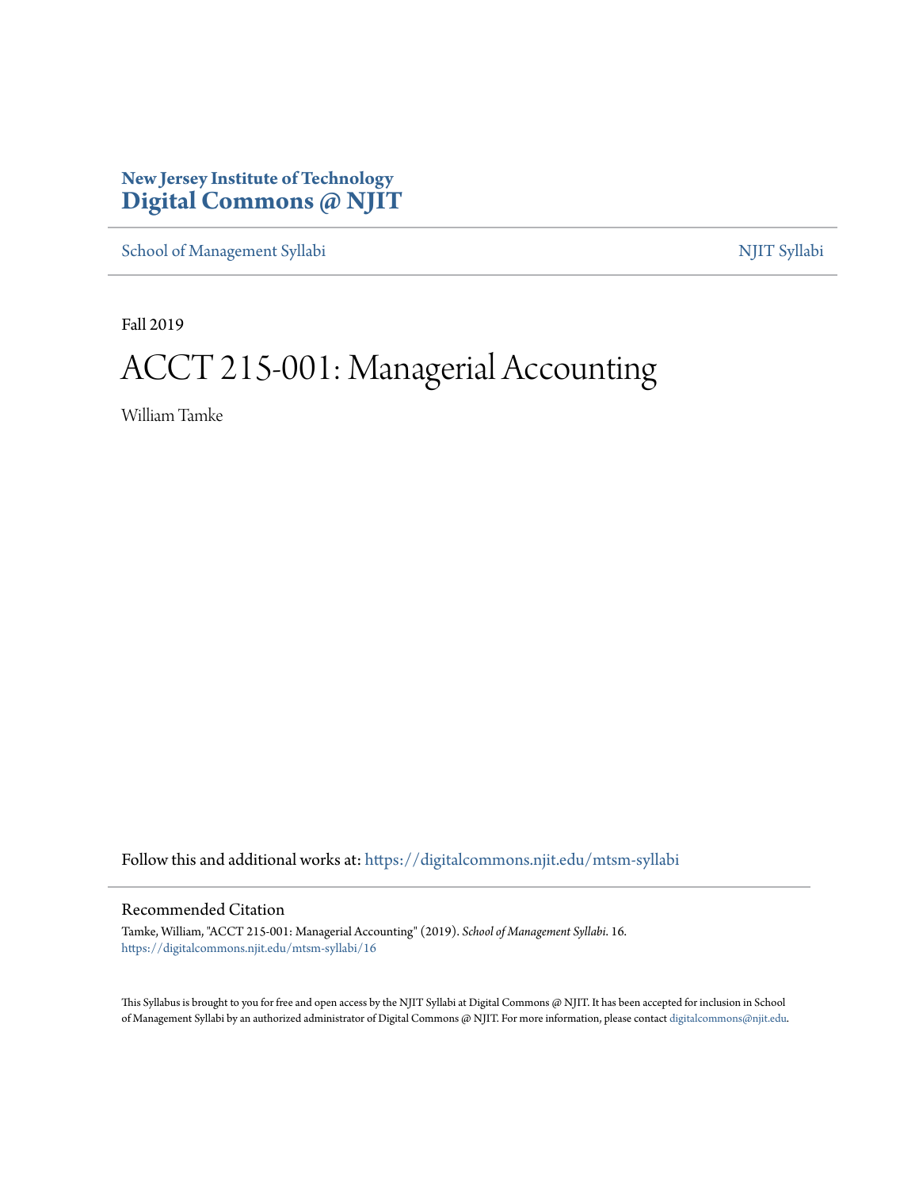New Jersey Institute of Technology
**Digital Commons @ NJIT**

School of Management Syllabi | NJIT Syllabi

Fall 2019

# ACCT 215-001: Managerial Accounting

William Tamke

Follow this and additional works at: https://digitalcommons.njit.edu/mtsm-syllabi

## Recommended Citation

Tamke, William, "ACCT 215-001: Managerial Accounting" (2019). *School of Management Syllabi*. 16.
https://digitalcommons.njit.edu/mtsm-syllabi/16

This Syllabus is brought to you for free and open access by the NJIT Syllabi at Digital Commons @ NJIT. It has been accepted for inclusion in School of Management Syllabi by an authorized administrator of Digital Commons @ NJIT. For more information, please contact digitalcommons@njit.edu.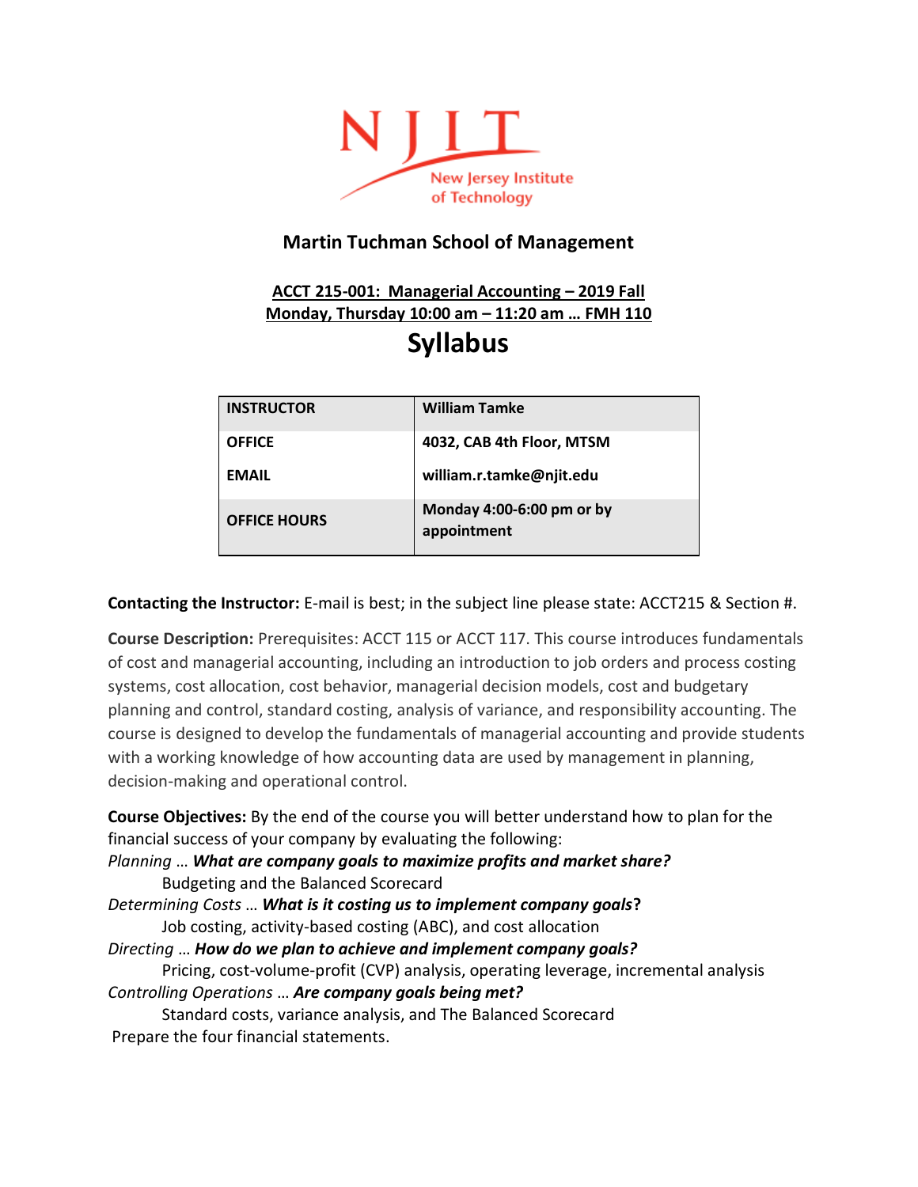## Martin Tuchman School of Management

**ACCT 215-001: Managerial Accounting – 2019 Fall**
**Monday, Thursday 10:00 am – 11:20 am … FMH 110**

# Syllabus

| INSTRUCTOR | William Tamke |
|---|---|
| OFFICE | 4032, CAB 4th Floor, MTSM |
| EMAIL | william.r.tamke@njit.edu |
| OFFICE HOURS | Monday 4:00-6:00 pm or by appointment |

**Contacting the Instructor:** E-mail is best; in the subject line please state: ACCT215 & Section #.

**Course Description:** Prerequisites: ACCT 115 or ACCT 117. This course introduces fundamentals of cost and managerial accounting, including an introduction to job orders and process costing systems, cost allocation, cost behavior, managerial decision models, cost and budgetary planning and control, standard costing, analysis of variance, and responsibility accounting. The course is designed to develop the fundamentals of managerial accounting and provide students with a working knowledge of how accounting data are used by management in planning, decision-making and operational control.

**Course Objectives:** By the end of the course you will better understand how to plan for the financial success of your company by evaluating the following:

*Planning* … ***What are company goals to maximize profits and market share?***
Budgeting and the Balanced Scorecard

*Determining Costs* … ***What is it costing us to implement company goals*****?**
Job costing, activity-based costing (ABC), and cost allocation

*Directing* … ***How do we plan to achieve and implement company goals?***
Pricing, cost-volume-profit (CVP) analysis, operating leverage, incremental analysis

*Controlling Operations* … ***Are company goals being met?***
Standard costs, variance analysis, and The Balanced Scorecard

Prepare the four financial statements.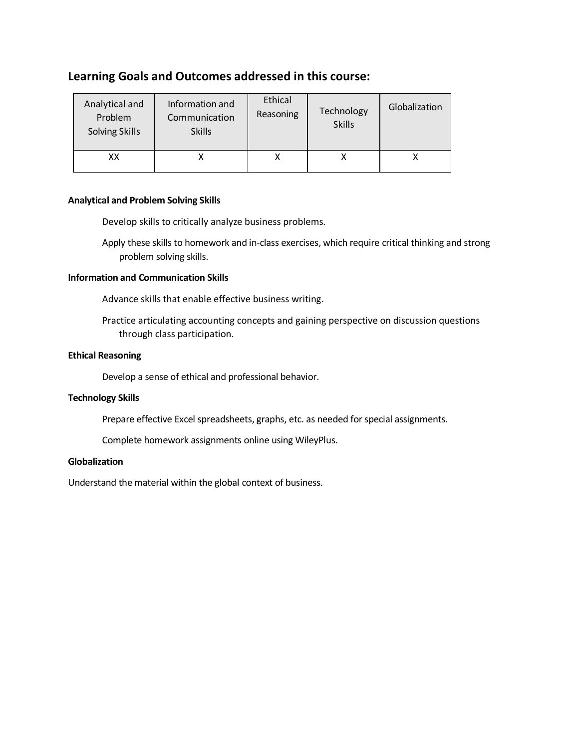## Learning Goals and Outcomes addressed in this course:

| Analytical and Problem Solving Skills | Information and Communication Skills | Ethical Reasoning | Technology Skills | Globalization |
| --- | --- | --- | --- | --- |
| XX | X | X | X | X |

**Analytical and Problem Solving Skills**

Develop skills to critically analyze business problems.

Apply these skills to homework and in-class exercises, which require critical thinking and strong problem solving skills.

**Information and Communication Skills**

Advance skills that enable effective business writing.

Practice articulating accounting concepts and gaining perspective on discussion questions through class participation.

**Ethical Reasoning**

Develop a sense of ethical and professional behavior.

**Technology Skills**

Prepare effective Excel spreadsheets, graphs, etc. as needed for special assignments.

Complete homework assignments online using WileyPlus.

**Globalization**

Understand the material within the global context of business.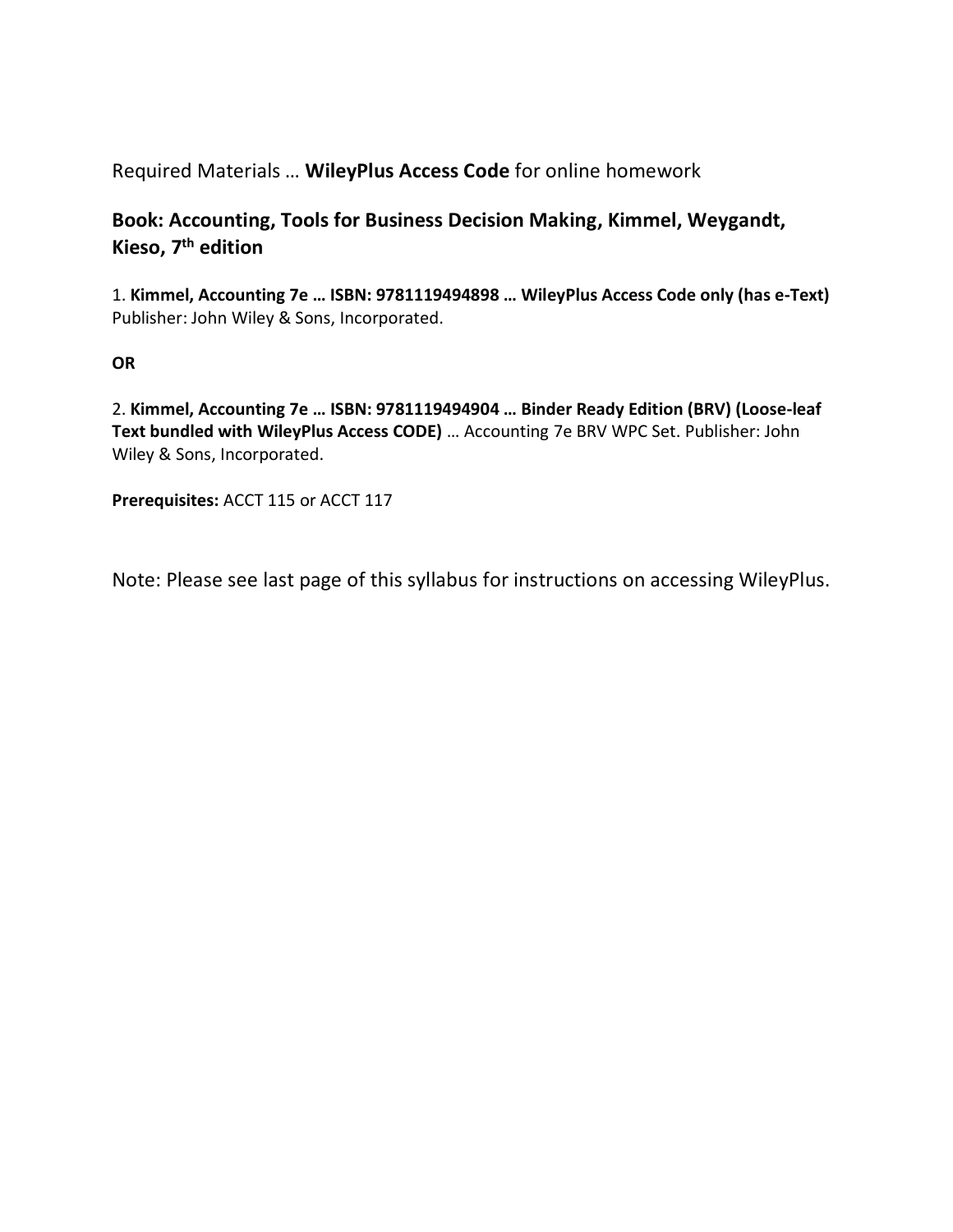Required Materials … **WileyPlus Access Code** for online homework

**Book: Accounting, Tools for Business Decision Making, Kimmel, Weygandt, Kieso, 7th edition**

1. **Kimmel, Accounting 7e … ISBN: 9781119494898 … WileyPlus Access Code only (has e-Text)** Publisher: John Wiley & Sons, Incorporated.

**OR**

2. **Kimmel, Accounting 7e … ISBN: 9781119494904 … Binder Ready Edition (BRV) (Loose-leaf Text bundled with WileyPlus Access CODE)** … Accounting 7e BRV WPC Set. Publisher: John Wiley & Sons, Incorporated.

**Prerequisites:** ACCT 115 or ACCT 117

Note: Please see last page of this syllabus for instructions on accessing WileyPlus.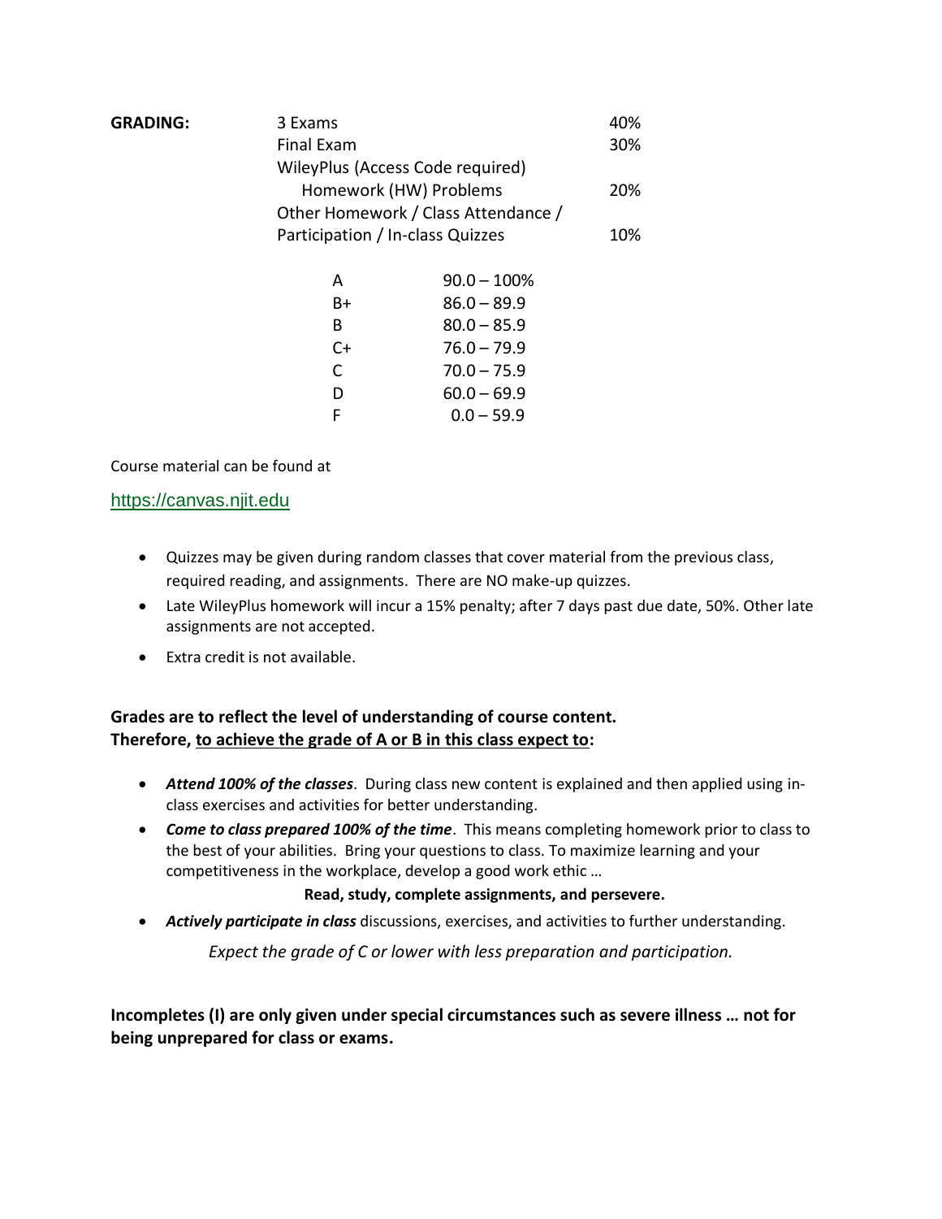**GRADING:**

| Component | Weight |
|---|---|
| 3 Exams | 40% |
| Final Exam | 30% |
| WileyPlus (Access Code required) Homework (HW) Problems | 20% |
| Other Homework / Class Attendance / Participation / In-class Quizzes | 10% |

| Grade | Range |
|---|---|
| A | 90.0 – 100% |
| B+ | 86.0 – 89.9 |
| B | 80.0 – 85.9 |
| C+ | 76.0 – 79.9 |
| C | 70.0 – 75.9 |
| D | 60.0 – 69.9 |
| F | 0.0 – 59.9 |

Course material can be found at

https://canvas.njit.edu

- Quizzes may be given during random classes that cover material from the previous class, required reading, and assignments. There are NO make-up quizzes.
- Late WileyPlus homework will incur a 15% penalty; after 7 days past due date, 50%. Other late assignments are not accepted.
- Extra credit is not available.

**Grades are to reflect the level of understanding of course content.**
**Therefore, <u>to achieve the grade of A or B in this class expect to</u>:**

- ***Attend 100% of the classes***. During class new content is explained and then applied using in-class exercises and activities for better understanding.
- ***Come to class prepared 100% of the time***. This means completing homework prior to class to the best of your abilities. Bring your questions to class. To maximize learning and your competitiveness in the workplace, develop a good work ethic …

  **Read, study, complete assignments, and persevere.**

- ***Actively participate in class*** discussions, exercises, and activities to further understanding.

*Expect the grade of C or lower with less preparation and participation.*

**Incompletes (I) are only given under special circumstances such as severe illness … not for being unprepared for class or exams.**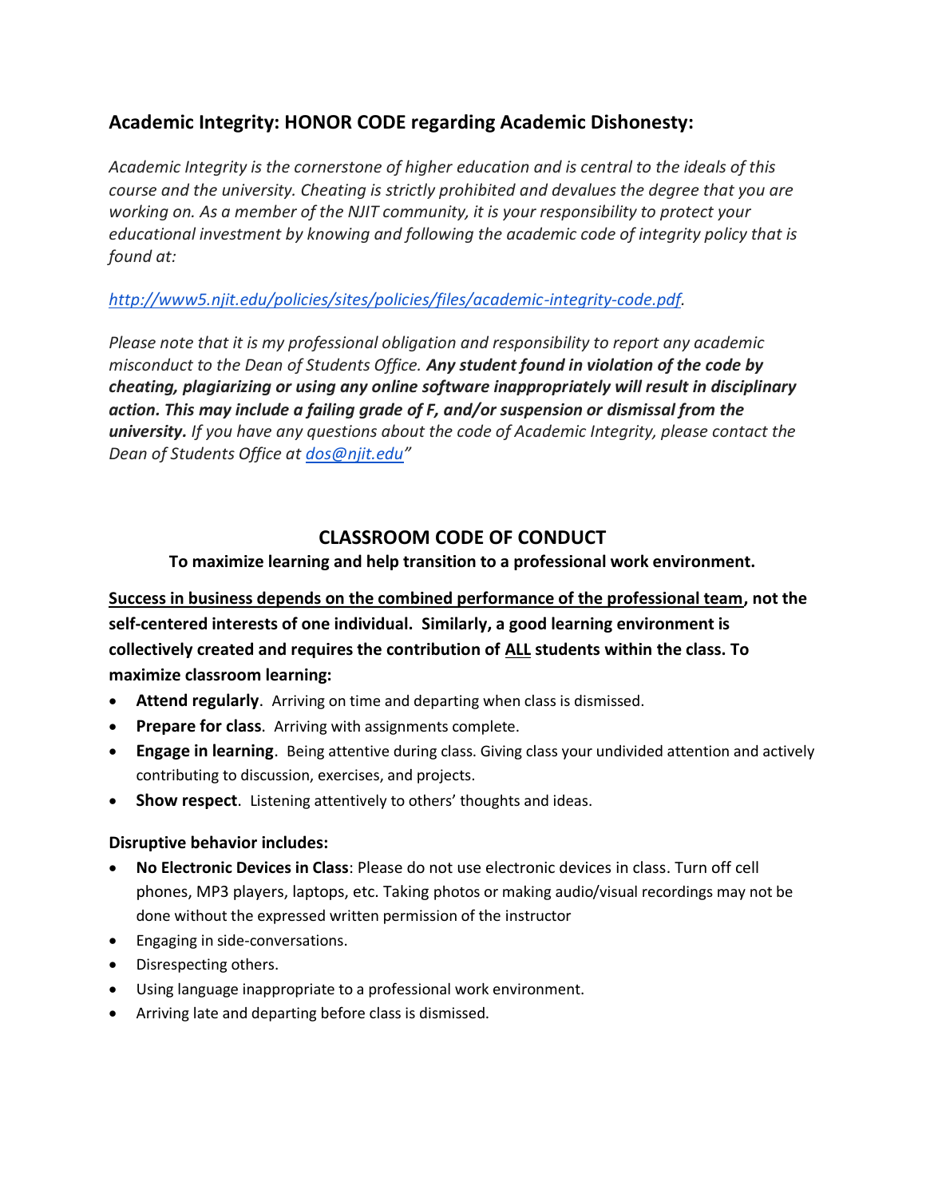## Academic Integrity: HONOR CODE regarding Academic Dishonesty:

*Academic Integrity is the cornerstone of higher education and is central to the ideals of this course and the university. Cheating is strictly prohibited and devalues the degree that you are working on. As a member of the NJIT community, it is your responsibility to protect your educational investment by knowing and following the academic code of integrity policy that is found at:*

*[http://www5.njit.edu/policies/sites/policies/files/academic-integrity-code.pdf](http://www5.njit.edu/policies/sites/policies/files/academic-integrity-code.pdf).*

*Please note that it is my professional obligation and responsibility to report any academic misconduct to the Dean of Students Office.* ***Any student found in violation of the code by cheating, plagiarizing or using any online software inappropriately will result in disciplinary action. This may include a failing grade of F, and/or suspension or dismissal from the university.*** *If you have any questions about the code of Academic Integrity, please contact the Dean of Students Office at [dos@njit.edu](mailto:dos@njit.edu)"*

## CLASSROOM CODE OF CONDUCT

**To maximize learning and help transition to a professional work environment.**

**<u>Success in business depends on the combined performance of the professional team</u>, not the self-centered interests of one individual. Similarly, a good learning environment is collectively created and requires the contribution of <u>ALL</u> students within the class. To maximize classroom learning:**

- **Attend regularly**. Arriving on time and departing when class is dismissed.
- **Prepare for class**. Arriving with assignments complete.
- **Engage in learning**. Being attentive during class. Giving class your undivided attention and actively contributing to discussion, exercises, and projects.
- **Show respect**. Listening attentively to others' thoughts and ideas.

**Disruptive behavior includes:**

- **No Electronic Devices in Class**: Please do not use electronic devices in class. Turn off cell phones, MP3 players, laptops, etc. Taking photos or making audio/visual recordings may not be done without the expressed written permission of the instructor
- Engaging in side-conversations.
- Disrespecting others.
- Using language inappropriate to a professional work environment.
- Arriving late and departing before class is dismissed.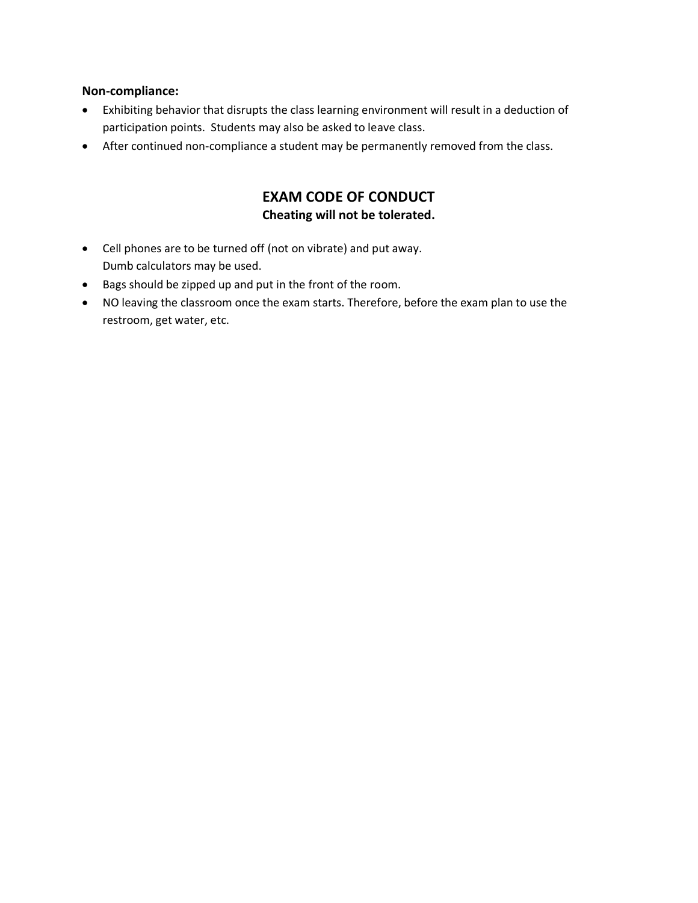**Non-compliance:**

- Exhibiting behavior that disrupts the class learning environment will result in a deduction of participation points. Students may also be asked to leave class.
- After continued non-compliance a student may be permanently removed from the class.

## EXAM CODE OF CONDUCT

**Cheating will not be tolerated.**

- Cell phones are to be turned off (not on vibrate) and put away.
  Dumb calculators may be used.
- Bags should be zipped up and put in the front of the room.
- NO leaving the classroom once the exam starts. Therefore, before the exam plan to use the restroom, get water, etc.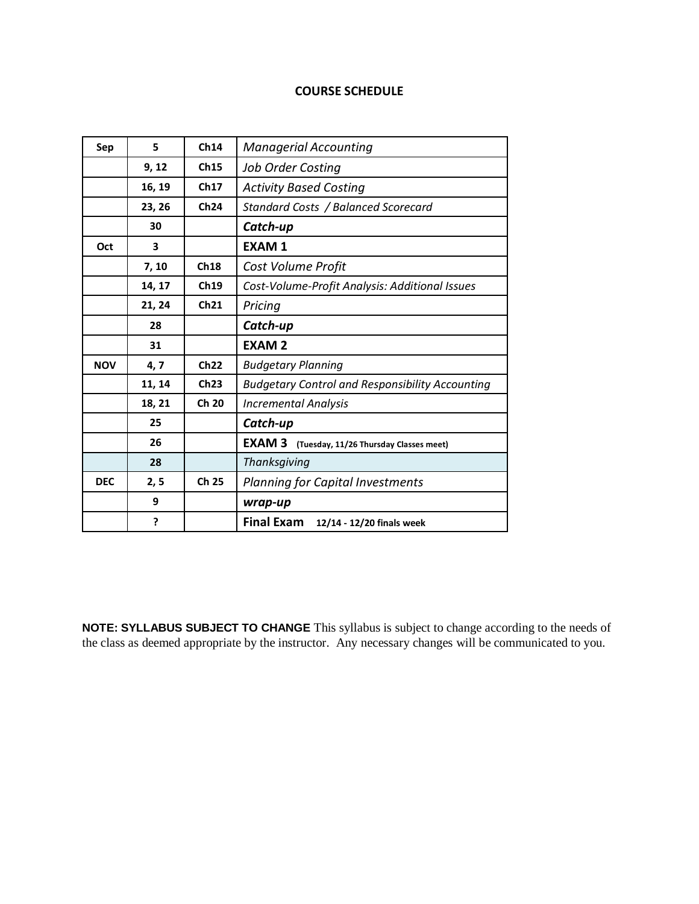**COURSE SCHEDULE**

| Sep | 5 | Ch14 | *Managerial Accounting* |
|---|---|---|---|
| | 9, 12 | Ch15 | *Job Order Costing* |
| | 16, 19 | Ch17 | *Activity Based Costing* |
| | 23, 26 | Ch24 | *Standard Costs / Balanced Scorecard* |
| | 30 | | ***Catch-up*** |
| Oct | 3 | | **EXAM 1** |
| | 7, 10 | Ch18 | *Cost Volume Profit* |
| | 14, 17 | Ch19 | *Cost-Volume-Profit Analysis: Additional Issues* |
| | 21, 24 | Ch21 | *Pricing* |
| | 28 | | ***Catch-up*** |
| | 31 | | **EXAM 2** |
| NOV | 4, 7 | Ch22 | *Budgetary Planning* |
| | 11, 14 | Ch23 | *Budgetary Control and Responsibility Accounting* |
| | 18, 21 | Ch 20 | *Incremental Analysis* |
| | 25 | | ***Catch-up*** |
| | 26 | | **EXAM 3** **(Tuesday, 11/26 Thursday Classes meet)** |
| | 28 | | *Thanksgiving* |
| DEC | 2, 5 | Ch 25 | *Planning for Capital Investments* |
| | 9 | | ***wrap-up*** |
| | ? | | **Final Exam** **12/14 - 12/20 finals week** |

**NOTE: SYLLABUS SUBJECT TO CHANGE** This syllabus is subject to change according to the needs of the class as deemed appropriate by the instructor. Any necessary changes will be communicated to you.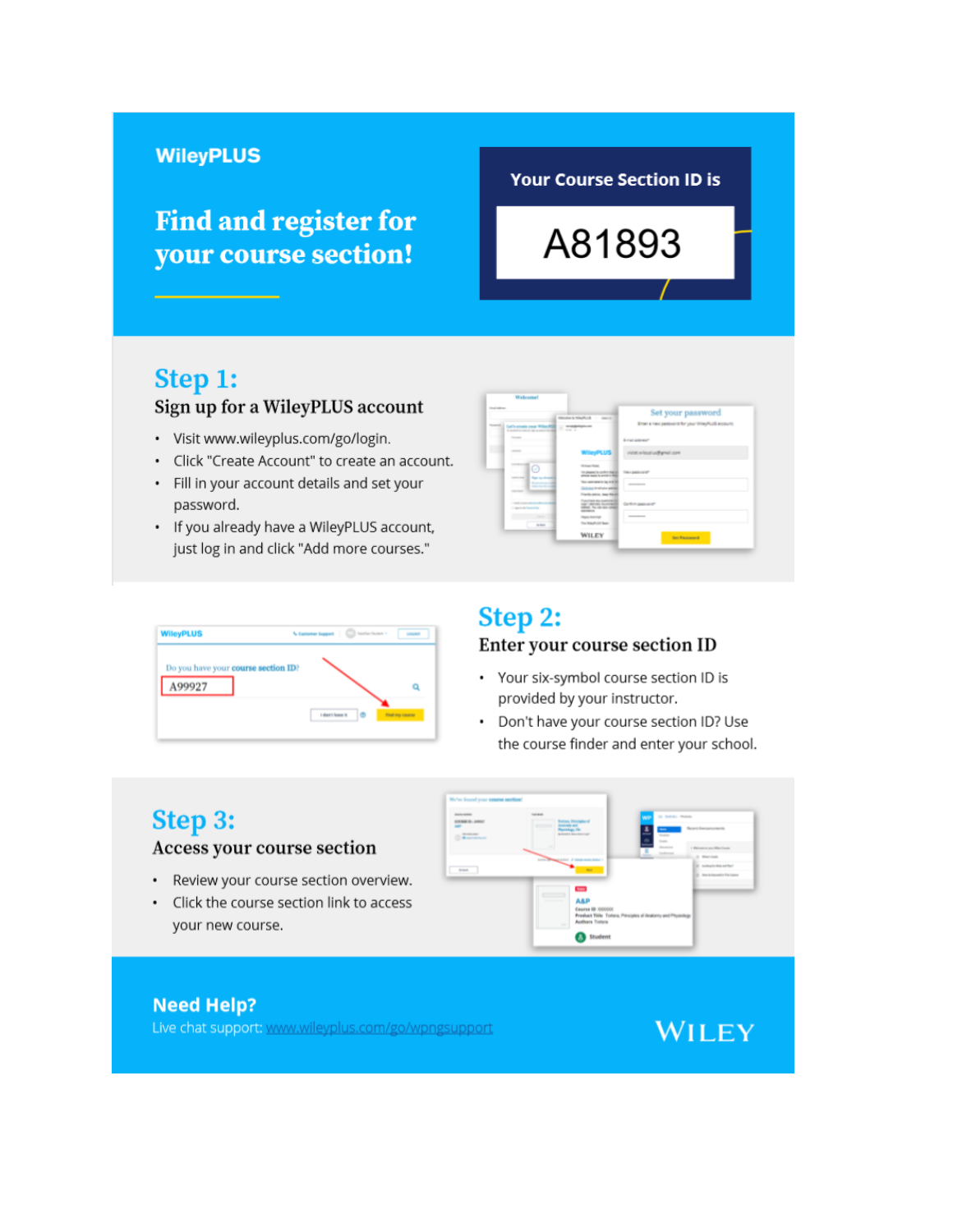WileyPLUS

# Find and register for your course section!

**Your Course Section ID is**

**A81893**

## Step 1:

### Sign up for a WileyPLUS account

- Visit www.wileyplus.com/go/login.
- Click "Create Account" to create an account.
- Fill in your account details and set your password.
- If you already have a WileyPLUS account, just log in and click "Add more courses."

## Step 2:

### Enter your course section ID

- Your six-symbol course section ID is provided by your instructor.
- Don't have your course section ID? Use the course finder and enter your school.

## Step 3:

### Access your course section

- Review your course section overview.
- Click the course section link to access your new course.

**Need Help?**

Live chat support: www.wileyplus.com/go/wpngsupport

WILEY